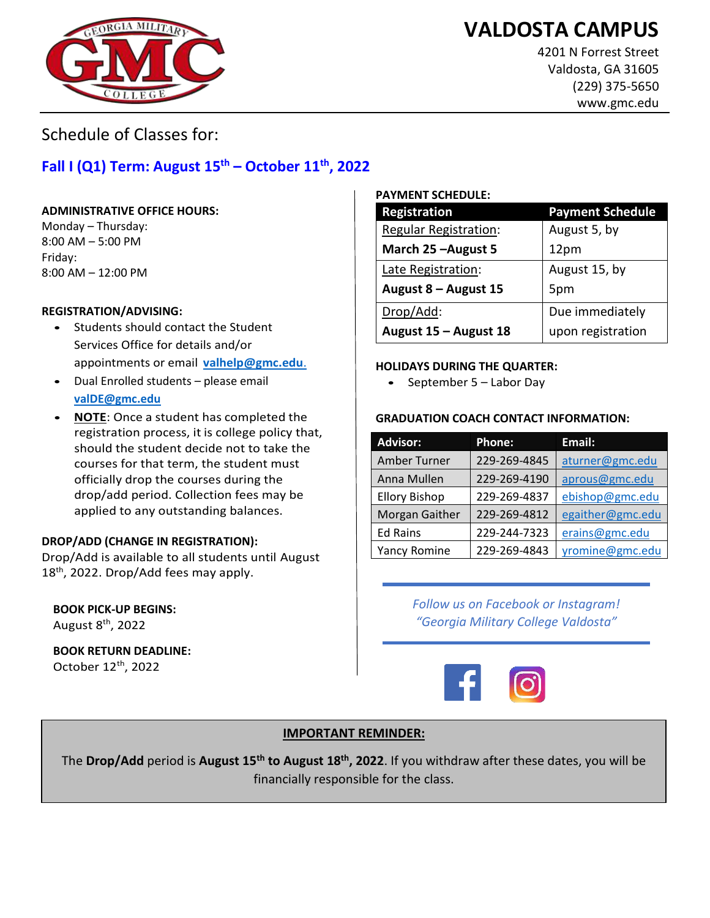# VALDOSTA CAMPUS

4201 N Forrest Street
Valdosta, GA 31605
(229) 375-5650
www.gmc.edu

Schedule of Classes for:

## Fall I (Q1) Term: August 15th – October 11th, 2022

**ADMINISTRATIVE OFFICE HOURS:**

Monday – Thursday:
8:00 AM – 5:00 PM
Friday:
8:00 AM – 12:00 PM

**REGISTRATION/ADVISING:**

- Students should contact the Student Services Office for details and/or appointments or email **valhelp@gmc.edu**.
- Dual Enrolled students – please email **valDE@gmc.edu**
- **NOTE**: Once a student has completed the registration process, it is college policy that, should the student decide not to take the courses for that term, the student must officially drop the courses during the drop/add period. Collection fees may be applied to any outstanding balances.

**DROP/ADD (CHANGE IN REGISTRATION):**

Drop/Add is available to all students until August 18th, 2022. Drop/Add fees may apply.

**BOOK PICK-UP BEGINS:**
August 8th, 2022

**BOOK RETURN DEADLINE:**
October 12th, 2022

**PAYMENT SCHEDULE:**

| Registration | Payment Schedule |
|---|---|
| Regular Registration: **March 25 –August 5** | August 5, by 12pm |
| Late Registration: **August 8 – August 15** | August 15, by 5pm |
| Drop/Add: **August 15 – August 18** | Due immediately upon registration |

**HOLIDAYS DURING THE QUARTER:**

- September 5 – Labor Day

**GRADUATION COACH CONTACT INFORMATION:**

| Advisor: | Phone: | Email: |
|---|---|---|
| Amber Turner | 229-269-4845 | aturner@gmc.edu |
| Anna Mullen | 229-269-4190 | aprous@gmc.edu |
| Ellory Bishop | 229-269-4837 | ebishop@gmc.edu |
| Morgan Gaither | 229-269-4812 | egaither@gmc.edu |
| Ed Rains | 229-244-7323 | erains@gmc.edu |
| Yancy Romine | 229-269-4843 | yromine@gmc.edu |

*Follow us on Facebook or Instagram!*
*"Georgia Military College Valdosta"*

**IMPORTANT REMINDER:**

The **Drop/Add** period is **August 15th to August 18th, 2022**. If you withdraw after these dates, you will be financially responsible for the class.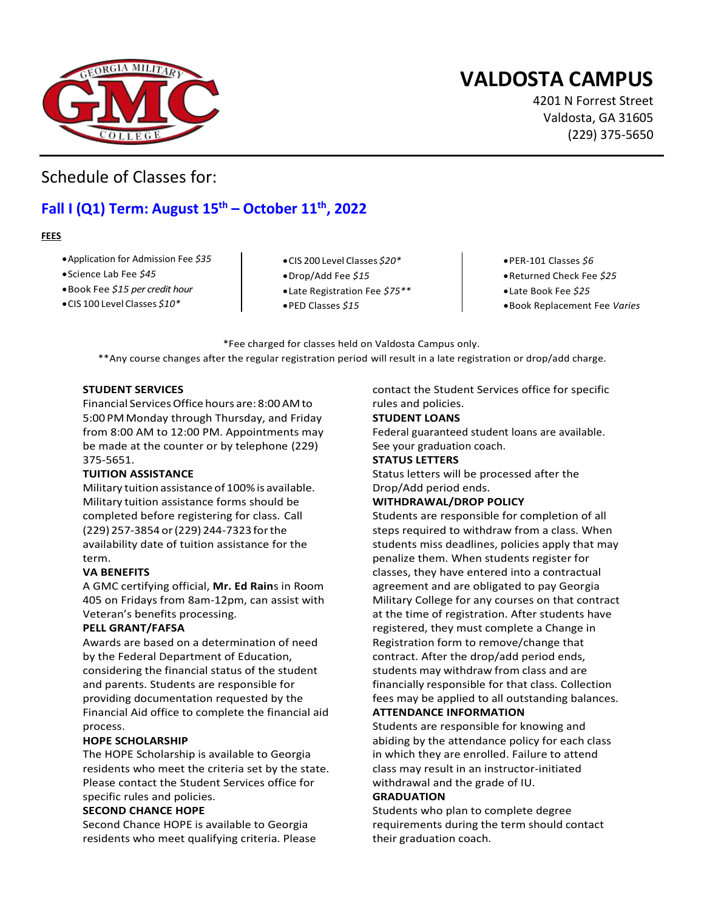# VALDOSTA CAMPUS

4201 N Forrest Street
Valdosta, GA 31605
(229) 375-5650

## Schedule of Classes for:

## Fall I (Q1) Term: August 15th – October 11th, 2022

**FEES**

- Application for Admission Fee *$35*
- Science Lab Fee *$45*
- Book Fee *$15 per credit hour*
- CIS 100 Level Classes *$10**
- CIS 200 Level Classes *$20**
- Drop/Add Fee *$15*
- Late Registration Fee *$75***
- PED Classes *$15*
- PER-101 Classes *$6*
- Returned Check Fee *$25*
- Late Book Fee *$25*
- Book Replacement Fee *Varies*

*Fee charged for classes held on Valdosta Campus only.

**Any course changes after the regular registration period will result in a late registration or drop/add charge.

**STUDENT SERVICES**

Financial Services Office hours are: 8:00 AM to 5:00 PM Monday through Thursday, and Friday from 8:00 AM to 12:00 PM. Appointments may be made at the counter or by telephone (229) 375-5651.

**TUITION ASSISTANCE**

Military tuition assistance of 100% is available. Military tuition assistance forms should be completed before registering for class. Call (229) 257-3854 or (229) 244-7323 for the availability date of tuition assistance for the term.

**VA BENEFITS**

A GMC certifying official, **Mr. Ed Rain**s in Room 405 on Fridays from 8am-12pm, can assist with Veteran's benefits processing.

**PELL GRANT/FAFSA**

Awards are based on a determination of need by the Federal Department of Education, considering the financial status of the student and parents. Students are responsible for providing documentation requested by the Financial Aid office to complete the financial aid process.

**HOPE SCHOLARSHIP**

The HOPE Scholarship is available to Georgia residents who meet the criteria set by the state. Please contact the Student Services office for specific rules and policies.

**SECOND CHANCE HOPE**

Second Chance HOPE is available to Georgia residents who meet qualifying criteria. Please contact the Student Services office for specific rules and policies.

**STUDENT LOANS**

Federal guaranteed student loans are available. See your graduation coach.

**STATUS LETTERS**

Status letters will be processed after the Drop/Add period ends.

**WITHDRAWAL/DROP POLICY**

Students are responsible for completion of all steps required to withdraw from a class. When students miss deadlines, policies apply that may penalize them. When students register for classes, they have entered into a contractual agreement and are obligated to pay Georgia Military College for any courses on that contract at the time of registration. After students have registered, they must complete a Change in Registration form to remove/change that contract. After the drop/add period ends, students may withdraw from class and are financially responsible for that class. Collection fees may be applied to all outstanding balances.

**ATTENDANCE INFORMATION**

Students are responsible for knowing and abiding by the attendance policy for each class in which they are enrolled. Failure to attend class may result in an instructor-initiated withdrawal and the grade of IU.

**GRADUATION**

Students who plan to complete degree requirements during the term should contact their graduation coach.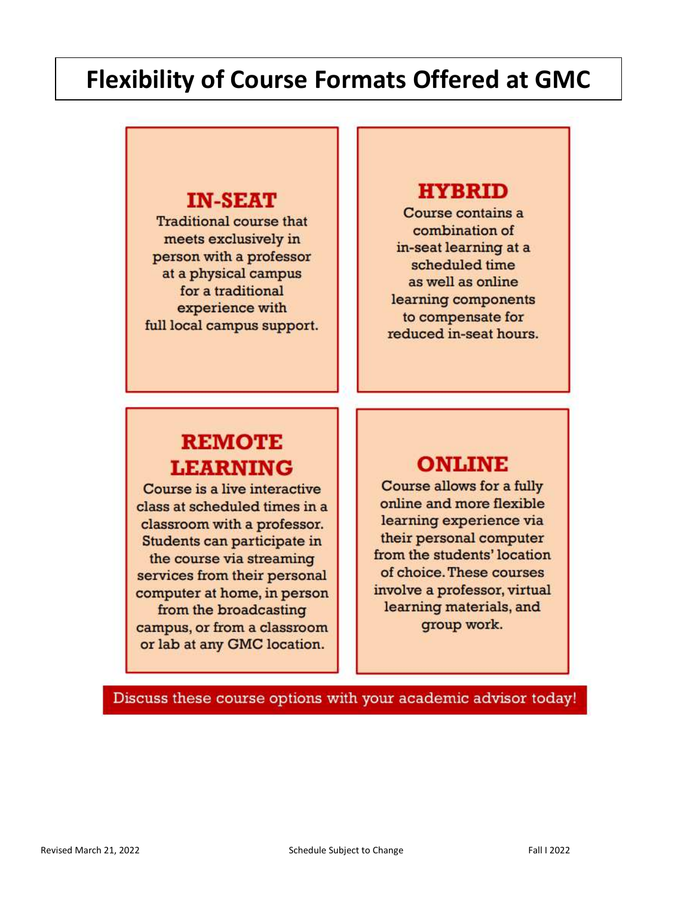# Flexibility of Course Formats Offered at GMC

## IN-SEAT

Traditional course that meets exclusively in person with a professor at a physical campus for a traditional experience with full local campus support.

## HYBRID

Course contains a combination of in-seat learning at a scheduled time as well as online learning components to compensate for reduced in-seat hours.

## REMOTE LEARNING

Course is a live interactive class at scheduled times in a classroom with a professor. Students can participate in the course via streaming services from their personal computer at home, in person from the broadcasting campus, or from a classroom or lab at any GMC location.

## ONLINE

Course allows for a fully online and more flexible learning experience via their personal computer from the students' location of choice. These courses involve a professor, virtual learning materials, and group work.

**Discuss these course options with your academic advisor today!**

Revised March 21, 2022 | Schedule Subject to Change | Fall I 2022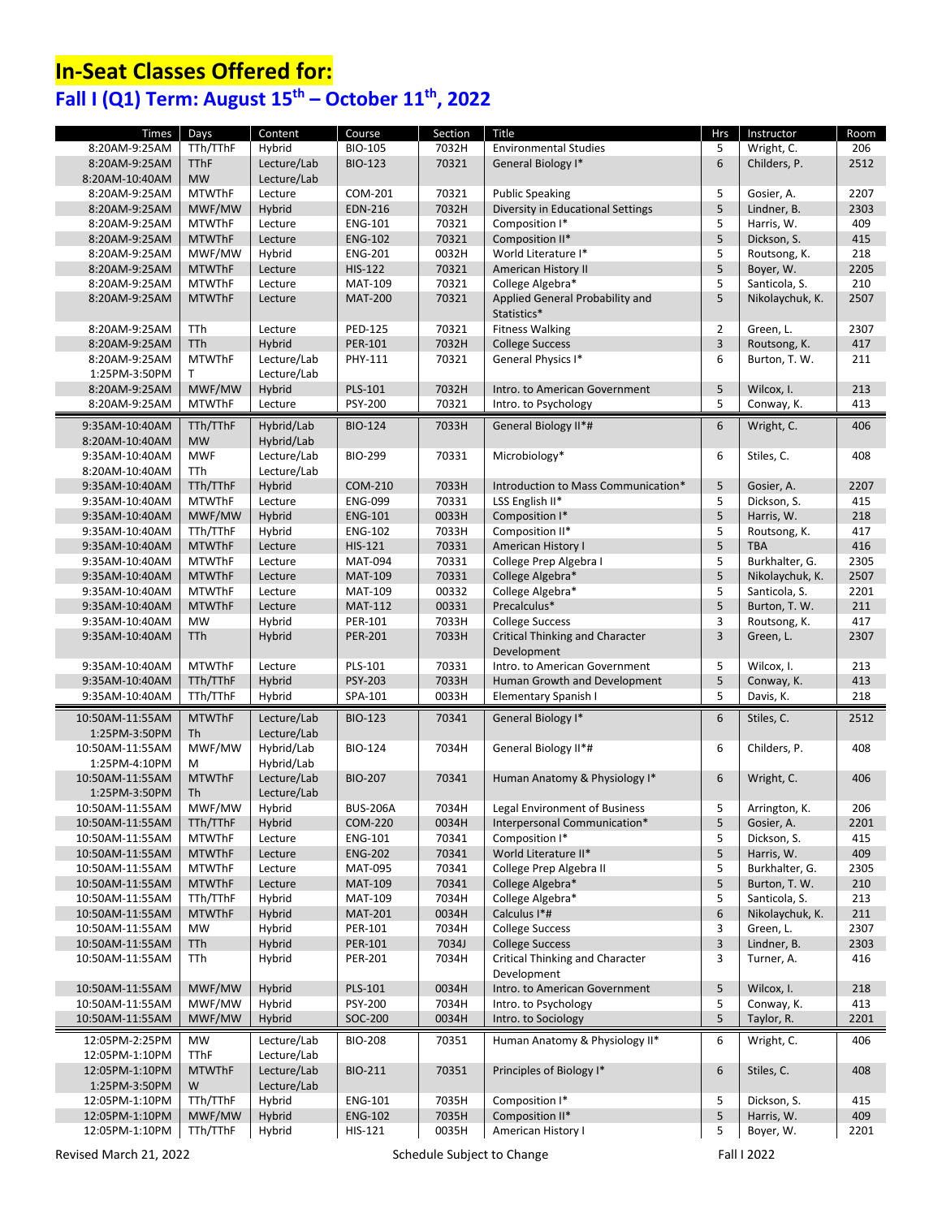# In-Seat Classes Offered for:

## Fall I (Q1) Term: August 15th – October 11th, 2022

| Times | Days | Content | Course | Section | Title | Hrs | Instructor | Room |
|---|---|---|---|---|---|---|---|---|
| 8:20AM-9:25AM | TTh/TThF | Hybrid | BIO-105 | 7032H | Environmental Studies | 5 | Wright, C. | 206 |
| 8:20AM-9:25AM<br>8:20AM-10:40AM | TThF<br>MW | Lecture/Lab<br>Lecture/Lab | BIO-123 | 70321 | General Biology I* | 6 | Childers, P. | 2512 |
| 8:20AM-9:25AM | MTWThF | Lecture | COM-201 | 70321 | Public Speaking | 5 | Gosier, A. | 2207 |
| 8:20AM-9:25AM | MWF/MW | Hybrid | EDN-216 | 7032H | Diversity in Educational Settings | 5 | Lindner, B. | 2303 |
| 8:20AM-9:25AM | MTWThF | Lecture | ENG-101 | 70321 | Composition I* | 5 | Harris, W. | 409 |
| 8:20AM-9:25AM | MTWThF | Lecture | ENG-102 | 70321 | Composition II* | 5 | Dickson, S. | 415 |
| 8:20AM-9:25AM | MWF/MW | Hybrid | ENG-201 | 0032H | World Literature I* | 5 | Routsong, K. | 218 |
| 8:20AM-9:25AM | MTWThF | Lecture | HIS-122 | 70321 | American History II | 5 | Boyer, W. | 2205 |
| 8:20AM-9:25AM | MTWThF | Lecture | MAT-109 | 70321 | College Algebra* | 5 | Santicola, S. | 210 |
| 8:20AM-9:25AM | MTWThF | Lecture | MAT-200 | 70321 | Applied General Probability and Statistics* | 5 | Nikolaychuk, K. | 2507 |
| 8:20AM-9:25AM | TTh | Lecture | PED-125 | 70321 | Fitness Walking | 2 | Green, L. | 2307 |
| 8:20AM-9:25AM | TTh | Hybrid | PER-101 | 7032H | College Success | 3 | Routsong, K. | 417 |
| 8:20AM-9:25AM<br>1:25PM-3:50PM | MTWThF<br>T | Lecture/Lab<br>Lecture/Lab | PHY-111 | 70321 | General Physics I* | 6 | Burton, T. W. | 211 |
| 8:20AM-9:25AM | MWF/MW | Hybrid | PLS-101 | 7032H | Intro. to American Government | 5 | Wilcox, I. | 213 |
| 8:20AM-9:25AM | MTWThF | Lecture | PSY-200 | 70321 | Intro. to Psychology | 5 | Conway, K. | 413 |
| 9:35AM-10:40AM<br>8:20AM-10:40AM | TTh/TThF<br>MW | Hybrid/Lab<br>Hybrid/Lab | BIO-124 | 7033H | General Biology II*# | 6 | Wright, C. | 406 |
| 9:35AM-10:40AM<br>8:20AM-10:40AM | MWF<br>TTh | Lecture/Lab<br>Lecture/Lab | BIO-299 | 70331 | Microbiology* | 6 | Stiles, C. | 408 |
| 9:35AM-10:40AM | TTh/TThF | Hybrid | COM-210 | 7033H | Introduction to Mass Communication* | 5 | Gosier, A. | 2207 |
| 9:35AM-10:40AM | MTWThF | Lecture | ENG-099 | 70331 | LSS English II* | 5 | Dickson, S. | 415 |
| 9:35AM-10:40AM | MWF/MW | Hybrid | ENG-101 | 0033H | Composition I* | 5 | Harris, W. | 218 |
| 9:35AM-10:40AM | TTh/TThF | Hybrid | ENG-102 | 7033H | Composition II* | 5 | Routsong, K. | 417 |
| 9:35AM-10:40AM | MTWThF | Lecture | HIS-121 | 70331 | American History I | 5 | TBA | 416 |
| 9:35AM-10:40AM | MTWThF | Lecture | MAT-094 | 70331 | College Prep Algebra I | 5 | Burkhalter, G. | 2305 |
| 9:35AM-10:40AM | MTWThF | Lecture | MAT-109 | 70331 | College Algebra* | 5 | Nikolaychuk, K. | 2507 |
| 9:35AM-10:40AM | MTWThF | Lecture | MAT-109 | 00332 | College Algebra* | 5 | Santicola, S. | 2201 |
| 9:35AM-10:40AM | MTWThF | Lecture | MAT-112 | 00331 | Precalculus* | 5 | Burton, T. W. | 211 |
| 9:35AM-10:40AM | MW | Hybrid | PER-101 | 7033H | College Success | 3 | Routsong, K. | 417 |
| 9:35AM-10:40AM | TTh | Hybrid | PER-201 | 7033H | Critical Thinking and Character Development | 3 | Green, L. | 2307 |
| 9:35AM-10:40AM | MTWThF | Lecture | PLS-101 | 70331 | Intro. to American Government | 5 | Wilcox, I. | 213 |
| 9:35AM-10:40AM | TTh/TThF | Hybrid | PSY-203 | 7033H | Human Growth and Development | 5 | Conway, K. | 413 |
| 9:35AM-10:40AM | TTh/TThF | Hybrid | SPA-101 | 0033H | Elementary Spanish I | 5 | Davis, K. | 218 |
| 10:50AM-11:55AM<br>1:25PM-3:50PM | MTWThF<br>Th | Lecture/Lab<br>Lecture/Lab | BIO-123 | 70341 | General Biology I* | 6 | Stiles, C. | 2512 |
| 10:50AM-11:55AM<br>1:25PM-4:10PM | MWF/MW<br>M | Hybrid/Lab<br>Hybrid/Lab | BIO-124 | 7034H | General Biology II*# | 6 | Childers, P. | 408 |
| 10:50AM-11:55AM<br>1:25PM-3:50PM | MTWThF<br>Th | Lecture/Lab<br>Lecture/Lab | BIO-207 | 70341 | Human Anatomy & Physiology I* | 6 | Wright, C. | 406 |
| 10:50AM-11:55AM | MWF/MW | Hybrid | BUS-206A | 7034H | Legal Environment of Business | 5 | Arrington, K. | 206 |
| 10:50AM-11:55AM | TTh/TThF | Hybrid | COM-220 | 0034H | Interpersonal Communication* | 5 | Gosier, A. | 2201 |
| 10:50AM-11:55AM | MTWThF | Lecture | ENG-101 | 70341 | Composition I* | 5 | Dickson, S. | 415 |
| 10:50AM-11:55AM | MTWThF | Lecture | ENG-202 | 70341 | World Literature II* | 5 | Harris, W. | 409 |
| 10:50AM-11:55AM | MTWThF | Lecture | MAT-095 | 70341 | College Prep Algebra II | 5 | Burkhalter, G. | 2305 |
| 10:50AM-11:55AM | MTWThF | Lecture | MAT-109 | 70341 | College Algebra* | 5 | Burton, T. W. | 210 |
| 10:50AM-11:55AM | TTh/TThF | Hybrid | MAT-109 | 7034H | College Algebra* | 5 | Santicola, S. | 213 |
| 10:50AM-11:55AM | MTWThF | Hybrid | MAT-201 | 0034H | Calculus I*# | 6 | Nikolaychuk, K. | 211 |
| 10:50AM-11:55AM | MW | Hybrid | PER-101 | 7034H | College Success | 3 | Green, L. | 2307 |
| 10:50AM-11:55AM | TTh | Hybrid | PER-101 | 7034J | College Success | 3 | Lindner, B. | 2303 |
| 10:50AM-11:55AM | TTh | Hybrid | PER-201 | 7034H | Critical Thinking and Character Development | 3 | Turner, A. | 416 |
| 10:50AM-11:55AM | MWF/MW | Hybrid | PLS-101 | 0034H | Intro. to American Government | 5 | Wilcox, I. | 218 |
| 10:50AM-11:55AM | MWF/MW | Hybrid | PSY-200 | 7034H | Intro. to Psychology | 5 | Conway, K. | 413 |
| 10:50AM-11:55AM | MWF/MW | Hybrid | SOC-200 | 0034H | Intro. to Sociology | 5 | Taylor, R. | 2201 |
| 12:05PM-2:25PM<br>12:05PM-1:10PM | MW<br>TThF | Lecture/Lab<br>Lecture/Lab | BIO-208 | 70351 | Human Anatomy & Physiology II* | 6 | Wright, C. | 406 |
| 12:05PM-1:10PM<br>1:25PM-3:50PM | MTWThF<br>W | Lecture/Lab<br>Lecture/Lab | BIO-211 | 70351 | Principles of Biology I* | 6 | Stiles, C. | 408 |
| 12:05PM-1:10PM | TTh/TThF | Hybrid | ENG-101 | 7035H | Composition I* | 5 | Dickson, S. | 415 |
| 12:05PM-1:10PM | MWF/MW | Hybrid | ENG-102 | 7035H | Composition II* | 5 | Harris, W. | 409 |
| 12:05PM-1:10PM | TTh/TThF | Hybrid | HIS-121 | 0035H | American History I | 5 | Boyer, W. | 2201 |

Revised March 21, 2022 — Schedule Subject to Change — Fall I 2022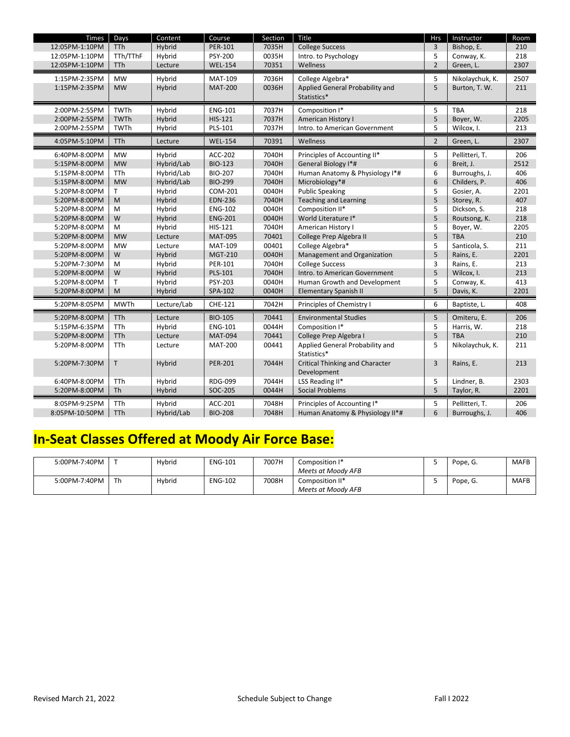| Times | Days | Content | Course | Section | Title | Hrs | Instructor | Room |
|---|---|---|---|---|---|---|---|---|
| 12:05PM-1:10PM | TTh | Hybrid | PER-101 | 7035H | College Success | 3 | Bishop, E. | 210 |
| 12:05PM-1:10PM | TTh/TThF | Hybrid | PSY-200 | 0035H | Intro. to Psychology | 5 | Conway, K. | 218 |
| 12:05PM-1:10PM | TTh | Lecture | WEL-154 | 70351 | Wellness | 2 | Green, L. | 2307 |
| 1:15PM-2:35PM | MW | Hybrid | MAT-109 | 7036H | College Algebra* | 5 | Nikolaychuk, K. | 2507 |
| 1:15PM-2:35PM | MW | Hybrid | MAT-200 | 0036H | Applied General Probability and Statistics* | 5 | Burton, T. W. | 211 |
| 2:00PM-2:55PM | TWTh | Hybrid | ENG-101 | 7037H | Composition I* | 5 | TBA | 218 |
| 2:00PM-2:55PM | TWTh | Hybrid | HIS-121 | 7037H | American History I | 5 | Boyer, W. | 2205 |
| 2:00PM-2:55PM | TWTh | Hybrid | PLS-101 | 7037H | Intro. to American Government | 5 | Wilcox, I. | 213 |
| 4:05PM-5:10PM | TTh | Lecture | WEL-154 | 70391 | Wellness | 2 | Green, L. | 2307 |
| 6:40PM-8:00PM | MW | Hybrid | ACC-202 | 7040H | Principles of Accounting II* | 5 | Pellitteri, T. | 206 |
| 5:15PM-8:00PM | MW | Hybrid/Lab | BIO-123 | 7040H | General Biology I*# | 6 | Breit, J. | 2512 |
| 5:15PM-8:00PM | TTh | Hybrid/Lab | BIO-207 | 7040H | Human Anatomy & Physiology I*# | 6 | Burroughs, J. | 406 |
| 5:15PM-8:00PM | MW | Hybrid/Lab | BIO-299 | 7040H | Microbiology*# | 6 | Childers, P. | 406 |
| 5:20PM-8:00PM | T | Hybrid | COM-201 | 0040H | Public Speaking | 5 | Gosier, A. | 2201 |
| 5:20PM-8:00PM | M | Hybrid | EDN-236 | 7040H | Teaching and Learning | 5 | Storey, R. | 407 |
| 5:20PM-8:00PM | M | Hybrid | ENG-102 | 0040H | Composition II* | 5 | Dickson, S. | 218 |
| 5:20PM-8:00PM | W | Hybrid | ENG-201 | 0040H | World Literature I* | 5 | Routsong, K. | 218 |
| 5:20PM-8:00PM | M | Hybrid | HIS-121 | 7040H | American History I | 5 | Boyer, W. | 2205 |
| 5:20PM-8:00PM | MW | Lecture | MAT-095 | 70401 | College Prep Algebra II | 5 | TBA | 210 |
| 5:20PM-8:00PM | MW | Lecture | MAT-109 | 00401 | College Algebra* | 5 | Santicola, S. | 211 |
| 5:20PM-8:00PM | W | Hybrid | MGT-210 | 0040H | Management and Organization | 5 | Rains, E. | 2201 |
| 5:20PM-7:30PM | M | Hybrid | PER-101 | 7040H | College Success | 3 | Rains, E. | 213 |
| 5:20PM-8:00PM | W | Hybrid | PLS-101 | 7040H | Intro. to American Government | 5 | Wilcox, I. | 213 |
| 5:20PM-8:00PM | T | Hybrid | PSY-203 | 0040H | Human Growth and Development | 5 | Conway, K. | 413 |
| 5:20PM-8:00PM | M | Hybrid | SPA-102 | 0040H | Elementary Spanish II | 5 | Davis, K. | 2201 |
| 5:20PM-8:05PM | MWTh | Lecture/Lab | CHE-121 | 7042H | Principles of Chemistry I | 6 | Baptiste, L. | 408 |
| 5:20PM-8:00PM | TTh | Lecture | BIO-105 | 70441 | Environmental Studies | 5 | Omiteru, E. | 206 |
| 5:15PM-6:35PM | TTh | Hybrid | ENG-101 | 0044H | Composition I* | 5 | Harris, W. | 218 |
| 5:20PM-8:00PM | TTh | Lecture | MAT-094 | 70441 | College Prep Algebra I | 5 | TBA | 210 |
| 5:20PM-8:00PM | TTh | Lecture | MAT-200 | 00441 | Applied General Probability and Statistics* | 5 | Nikolaychuk, K. | 211 |
| 5:20PM-7:30PM | T | Hybrid | PER-201 | 7044H | Critical Thinking and Character Development | 3 | Rains, E. | 213 |
| 6:40PM-8:00PM | TTh | Hybrid | RDG-099 | 7044H | LSS Reading II* | 5 | Lindner, B. | 2303 |
| 5:20PM-8:00PM | Th | Hybrid | SOC-205 | 0044H | Social Problems | 5 | Taylor, R. | 2201 |
| 8:05PM-9:25PM | TTh | Hybrid | ACC-201 | 7048H | Principles of Accounting I* | 5 | Pellitteri, T. | 206 |
| 8:05PM-10:50PM | TTh | Hybrid/Lab | BIO-208 | 7048H | Human Anatomy & Physiology II*# | 6 | Burroughs, J. | 406 |

## In-Seat Classes Offered at Moody Air Force Base:

| Times | Days | Content | Course | Section | Title | Hrs | Instructor | Room |
|---|---|---|---|---|---|---|---|---|
| 5:00PM-7:40PM | T | Hybrid | ENG-101 | 7007H | Composition I* *Meets at Moody AFB* | 5 | Pope, G. | MAFB |
| 5:00PM-7:40PM | Th | Hybrid | ENG-102 | 7008H | Composition II* *Meets at Moody AFB* | 5 | Pope, G. | MAFB |

Revised March 21, 2022 | Schedule Subject to Change | Fall I 2022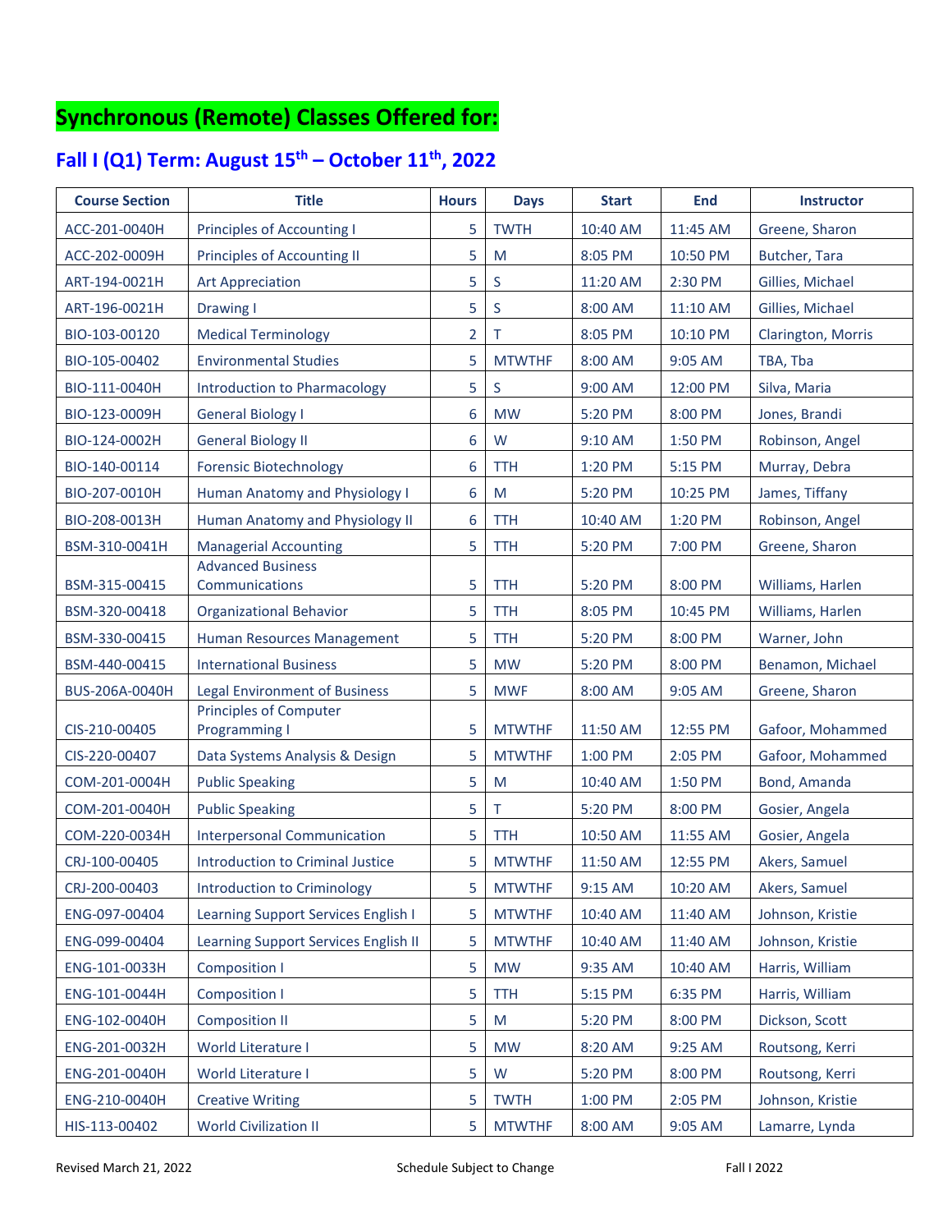# Synchronous (Remote) Classes Offered for:

## Fall I (Q1) Term: August 15th – October 11th, 2022

| Course Section | Title | Hours | Days | Start | End | Instructor |
|---|---|---|---|---|---|---|
| ACC-201-0040H | Principles of Accounting I | 5 | TWTH | 10:40 AM | 11:45 AM | Greene, Sharon |
| ACC-202-0009H | Principles of Accounting II | 5 | M | 8:05 PM | 10:50 PM | Butcher, Tara |
| ART-194-0021H | Art Appreciation | 5 | S | 11:20 AM | 2:30 PM | Gillies, Michael |
| ART-196-0021H | Drawing I | 5 | S | 8:00 AM | 11:10 AM | Gillies, Michael |
| BIO-103-00120 | Medical Terminology | 2 | T | 8:05 PM | 10:10 PM | Clarington, Morris |
| BIO-105-00402 | Environmental Studies | 5 | MTWTHF | 8:00 AM | 9:05 AM | TBA, Tba |
| BIO-111-0040H | Introduction to Pharmacology | 5 | S | 9:00 AM | 12:00 PM | Silva, Maria |
| BIO-123-0009H | General Biology I | 6 | MW | 5:20 PM | 8:00 PM | Jones, Brandi |
| BIO-124-0002H | General Biology II | 6 | W | 9:10 AM | 1:50 PM | Robinson, Angel |
| BIO-140-00114 | Forensic Biotechnology | 6 | TTH | 1:20 PM | 5:15 PM | Murray, Debra |
| BIO-207-0010H | Human Anatomy and Physiology I | 6 | M | 5:20 PM | 10:25 PM | James, Tiffany |
| BIO-208-0013H | Human Anatomy and Physiology II | 6 | TTH | 10:40 AM | 1:20 PM | Robinson, Angel |
| BSM-310-0041H | Managerial Accounting | 5 | TTH | 5:20 PM | 7:00 PM | Greene, Sharon |
| BSM-315-00415 | Advanced Business Communications | 5 | TTH | 5:20 PM | 8:00 PM | Williams, Harlen |
| BSM-320-00418 | Organizational Behavior | 5 | TTH | 8:05 PM | 10:45 PM | Williams, Harlen |
| BSM-330-00415 | Human Resources Management | 5 | TTH | 5:20 PM | 8:00 PM | Warner, John |
| BSM-440-00415 | International Business | 5 | MW | 5:20 PM | 8:00 PM | Benamon, Michael |
| BUS-206A-0040H | Legal Environment of Business | 5 | MWF | 8:00 AM | 9:05 AM | Greene, Sharon |
| CIS-210-00405 | Principles of Computer Programming I | 5 | MTWTHF | 11:50 AM | 12:55 PM | Gafoor, Mohammed |
| CIS-220-00407 | Data Systems Analysis & Design | 5 | MTWTHF | 1:00 PM | 2:05 PM | Gafoor, Mohammed |
| COM-201-0004H | Public Speaking | 5 | M | 10:40 AM | 1:50 PM | Bond, Amanda |
| COM-201-0040H | Public Speaking | 5 | T | 5:20 PM | 8:00 PM | Gosier, Angela |
| COM-220-0034H | Interpersonal Communication | 5 | TTH | 10:50 AM | 11:55 AM | Gosier, Angela |
| CRJ-100-00405 | Introduction to Criminal Justice | 5 | MTWTHF | 11:50 AM | 12:55 PM | Akers, Samuel |
| CRJ-200-00403 | Introduction to Criminology | 5 | MTWTHF | 9:15 AM | 10:20 AM | Akers, Samuel |
| ENG-097-00404 | Learning Support Services English I | 5 | MTWTHF | 10:40 AM | 11:40 AM | Johnson, Kristie |
| ENG-099-00404 | Learning Support Services English II | 5 | MTWTHF | 10:40 AM | 11:40 AM | Johnson, Kristie |
| ENG-101-0033H | Composition I | 5 | MW | 9:35 AM | 10:40 AM | Harris, William |
| ENG-101-0044H | Composition I | 5 | TTH | 5:15 PM | 6:35 PM | Harris, William |
| ENG-102-0040H | Composition II | 5 | M | 5:20 PM | 8:00 PM | Dickson, Scott |
| ENG-201-0032H | World Literature I | 5 | MW | 8:20 AM | 9:25 AM | Routsong, Kerri |
| ENG-201-0040H | World Literature I | 5 | W | 5:20 PM | 8:00 PM | Routsong, Kerri |
| ENG-210-0040H | Creative Writing | 5 | TWTH | 1:00 PM | 2:05 PM | Johnson, Kristie |
| HIS-113-00402 | World Civilization II | 5 | MTWTHF | 8:00 AM | 9:05 AM | Lamarre, Lynda |

Revised March 21, 2022 — Schedule Subject to Change — Fall I 2022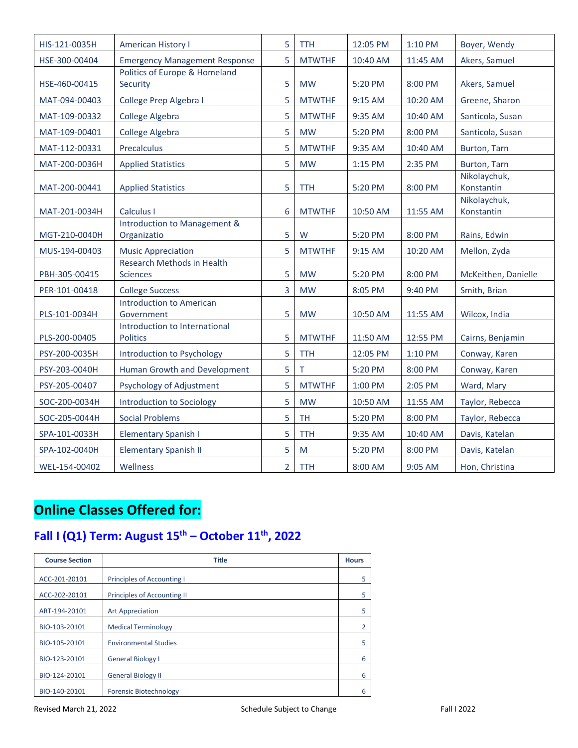| | | | | | | |
|---|---|---|---|---|---|---|
| HIS-121-0035H | American History I | 5 | TTH | 12:05 PM | 1:10 PM | Boyer, Wendy |
| HSE-300-00404 | Emergency Management Response | 5 | MTWTHF | 10:40 AM | 11:45 AM | Akers, Samuel |
| HSE-460-00415 | Politics of Europe & Homeland Security | 5 | MW | 5:20 PM | 8:00 PM | Akers, Samuel |
| MAT-094-00403 | College Prep Algebra I | 5 | MTWTHF | 9:15 AM | 10:20 AM | Greene, Sharon |
| MAT-109-00332 | College Algebra | 5 | MTWTHF | 9:35 AM | 10:40 AM | Santicola, Susan |
| MAT-109-00401 | College Algebra | 5 | MW | 5:20 PM | 8:00 PM | Santicola, Susan |
| MAT-112-00331 | Precalculus | 5 | MTWTHF | 9:35 AM | 10:40 AM | Burton, Tarn |
| MAT-200-0036H | Applied Statistics | 5 | MW | 1:15 PM | 2:35 PM | Burton, Tarn |
| MAT-200-00441 | Applied Statistics | 5 | TTH | 5:20 PM | 8:00 PM | Nikolaychuk, Konstantin |
| MAT-201-0034H | Calculus I | 6 | MTWTHF | 10:50 AM | 11:55 AM | Nikolaychuk, Konstantin |
| MGT-210-0040H | Introduction to Management & Organizatio | 5 | W | 5:20 PM | 8:00 PM | Rains, Edwin |
| MUS-194-00403 | Music Appreciation | 5 | MTWTHF | 9:15 AM | 10:20 AM | Mellon, Zyda |
| PBH-305-00415 | Research Methods in Health Sciences | 5 | MW | 5:20 PM | 8:00 PM | McKeithen, Danielle |
| PER-101-00418 | College Success | 3 | MW | 8:05 PM | 9:40 PM | Smith, Brian |
| PLS-101-0034H | Introduction to American Government | 5 | MW | 10:50 AM | 11:55 AM | Wilcox, India |
| PLS-200-00405 | Introduction to International Politics | 5 | MTWTHF | 11:50 AM | 12:55 PM | Cairns, Benjamin |
| PSY-200-0035H | Introduction to Psychology | 5 | TTH | 12:05 PM | 1:10 PM | Conway, Karen |
| PSY-203-0040H | Human Growth and Development | 5 | T | 5:20 PM | 8:00 PM | Conway, Karen |
| PSY-205-00407 | Psychology of Adjustment | 5 | MTWTHF | 1:00 PM | 2:05 PM | Ward, Mary |
| SOC-200-0034H | Introduction to Sociology | 5 | MW | 10:50 AM | 11:55 AM | Taylor, Rebecca |
| SOC-205-0044H | Social Problems | 5 | TH | 5:20 PM | 8:00 PM | Taylor, Rebecca |
| SPA-101-0033H | Elementary Spanish I | 5 | TTH | 9:35 AM | 10:40 AM | Davis, Katelan |
| SPA-102-0040H | Elementary Spanish II | 5 | M | 5:20 PM | 8:00 PM | Davis, Katelan |
| WEL-154-00402 | Wellness | 2 | TTH | 8:00 AM | 9:05 AM | Hon, Christina |

# Online Classes Offered for:

## Fall I (Q1) Term: August 15th – October 11th, 2022

| Course Section | Title | Hours |
|---|---|---|
| ACC-201-20101 | Principles of Accounting I | 5 |
| ACC-202-20101 | Principles of Accounting II | 5 |
| ART-194-20101 | Art Appreciation | 5 |
| BIO-103-20101 | Medical Terminology | 2 |
| BIO-105-20101 | Environmental Studies | 5 |
| BIO-123-20101 | General Biology I | 6 |
| BIO-124-20101 | General Biology II | 6 |
| BIO-140-20101 | Forensic Biotechnology | 6 |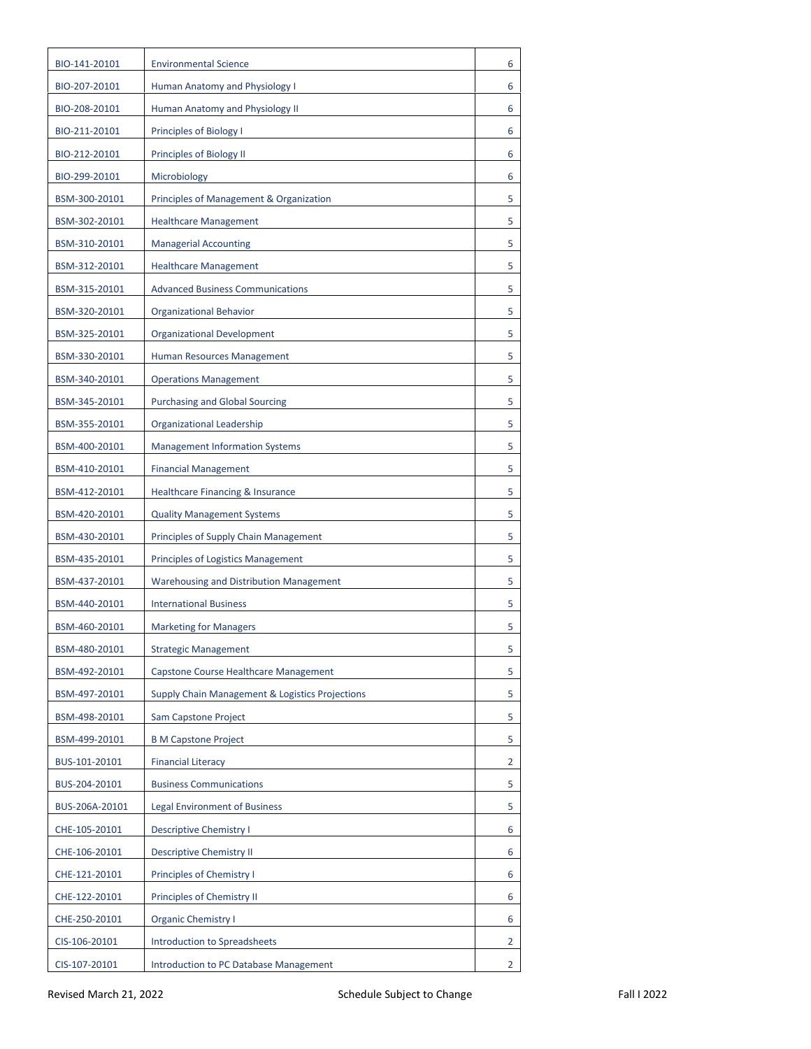| BIO-141-20101 | Environmental Science | 6 |
|---|---|---|
| BIO-207-20101 | Human Anatomy and Physiology I | 6 |
| BIO-208-20101 | Human Anatomy and Physiology II | 6 |
| BIO-211-20101 | Principles of Biology I | 6 |
| BIO-212-20101 | Principles of Biology II | 6 |
| BIO-299-20101 | Microbiology | 6 |
| BSM-300-20101 | Principles of Management & Organization | 5 |
| BSM-302-20101 | Healthcare Management | 5 |
| BSM-310-20101 | Managerial Accounting | 5 |
| BSM-312-20101 | Healthcare Management | 5 |
| BSM-315-20101 | Advanced Business Communications | 5 |
| BSM-320-20101 | Organizational Behavior | 5 |
| BSM-325-20101 | Organizational Development | 5 |
| BSM-330-20101 | Human Resources Management | 5 |
| BSM-340-20101 | Operations Management | 5 |
| BSM-345-20101 | Purchasing and Global Sourcing | 5 |
| BSM-355-20101 | Organizational Leadership | 5 |
| BSM-400-20101 | Management Information Systems | 5 |
| BSM-410-20101 | Financial Management | 5 |
| BSM-412-20101 | Healthcare Financing & Insurance | 5 |
| BSM-420-20101 | Quality Management Systems | 5 |
| BSM-430-20101 | Principles of Supply Chain Management | 5 |
| BSM-435-20101 | Principles of Logistics Management | 5 |
| BSM-437-20101 | Warehousing and Distribution Management | 5 |
| BSM-440-20101 | International Business | 5 |
| BSM-460-20101 | Marketing for Managers | 5 |
| BSM-480-20101 | Strategic Management | 5 |
| BSM-492-20101 | Capstone Course Healthcare Management | 5 |
| BSM-497-20101 | Supply Chain Management & Logistics Projections | 5 |
| BSM-498-20101 | Sam Capstone Project | 5 |
| BSM-499-20101 | B M Capstone Project | 5 |
| BUS-101-20101 | Financial Literacy | 2 |
| BUS-204-20101 | Business Communications | 5 |
| BUS-206A-20101 | Legal Environment of Business | 5 |
| CHE-105-20101 | Descriptive Chemistry I | 6 |
| CHE-106-20101 | Descriptive Chemistry II | 6 |
| CHE-121-20101 | Principles of Chemistry I | 6 |
| CHE-122-20101 | Principles of Chemistry II | 6 |
| CHE-250-20101 | Organic Chemistry I | 6 |
| CIS-106-20101 | Introduction to Spreadsheets | 2 |
| CIS-107-20101 | Introduction to PC Database Management | 2 |

Revised March 21, 2022 Schedule Subject to Change Fall I 2022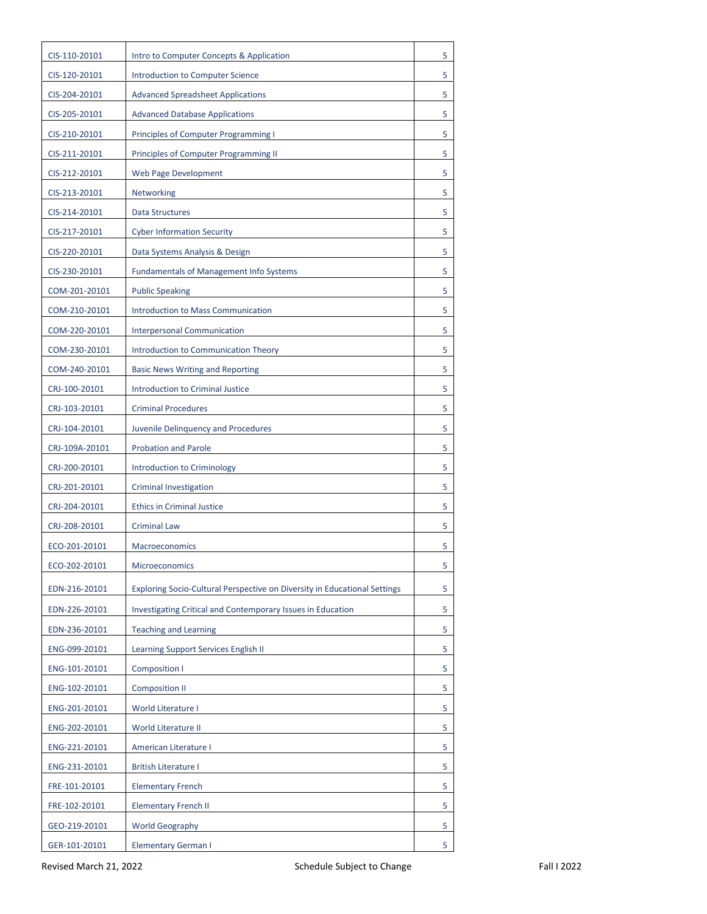| | | |
|---|---|---|
| CIS-110-20101 | Intro to Computer Concepts & Application | 5 |
| CIS-120-20101 | Introduction to Computer Science | 5 |
| CIS-204-20101 | Advanced Spreadsheet Applications | 5 |
| CIS-205-20101 | Advanced Database Applications | 5 |
| CIS-210-20101 | Principles of Computer Programming I | 5 |
| CIS-211-20101 | Principles of Computer Programming II | 5 |
| CIS-212-20101 | Web Page Development | 5 |
| CIS-213-20101 | Networking | 5 |
| CIS-214-20101 | Data Structures | 5 |
| CIS-217-20101 | Cyber Information Security | 5 |
| CIS-220-20101 | Data Systems Analysis & Design | 5 |
| CIS-230-20101 | Fundamentals of Management Info Systems | 5 |
| COM-201-20101 | Public Speaking | 5 |
| COM-210-20101 | Introduction to Mass Communication | 5 |
| COM-220-20101 | Interpersonal Communication | 5 |
| COM-230-20101 | Introduction to Communication Theory | 5 |
| COM-240-20101 | Basic News Writing and Reporting | 5 |
| CRJ-100-20101 | Introduction to Criminal Justice | 5 |
| CRJ-103-20101 | Criminal Procedures | 5 |
| CRJ-104-20101 | Juvenile Delinquency and Procedures | 5 |
| CRJ-109A-20101 | Probation and Parole | 5 |
| CRJ-200-20101 | Introduction to Criminology | 5 |
| CRJ-201-20101 | Criminal Investigation | 5 |
| CRJ-204-20101 | Ethics in Criminal Justice | 5 |
| CRJ-208-20101 | Criminal Law | 5 |
| ECO-201-20101 | Macroeconomics | 5 |
| ECO-202-20101 | Microeconomics | 5 |
| EDN-216-20101 | Exploring Socio-Cultural Perspective on Diversity in Educational Settings | 5 |
| EDN-226-20101 | Investigating Critical and Contemporary Issues in Education | 5 |
| EDN-236-20101 | Teaching and Learning | 5 |
| ENG-099-20101 | Learning Support Services English II | 5 |
| ENG-101-20101 | Composition I | 5 |
| ENG-102-20101 | Composition II | 5 |
| ENG-201-20101 | World Literature I | 5 |
| ENG-202-20101 | World Literature II | 5 |
| ENG-221-20101 | American Literature I | 5 |
| ENG-231-20101 | British Literature I | 5 |
| FRE-101-20101 | Elementary French | 5 |
| FRE-102-20101 | Elementary French II | 5 |
| GEO-219-20101 | World Geography | 5 |
| GER-101-20101 | Elementary German I | 5 |

Revised March 21, 2022 Schedule Subject to Change Fall I 2022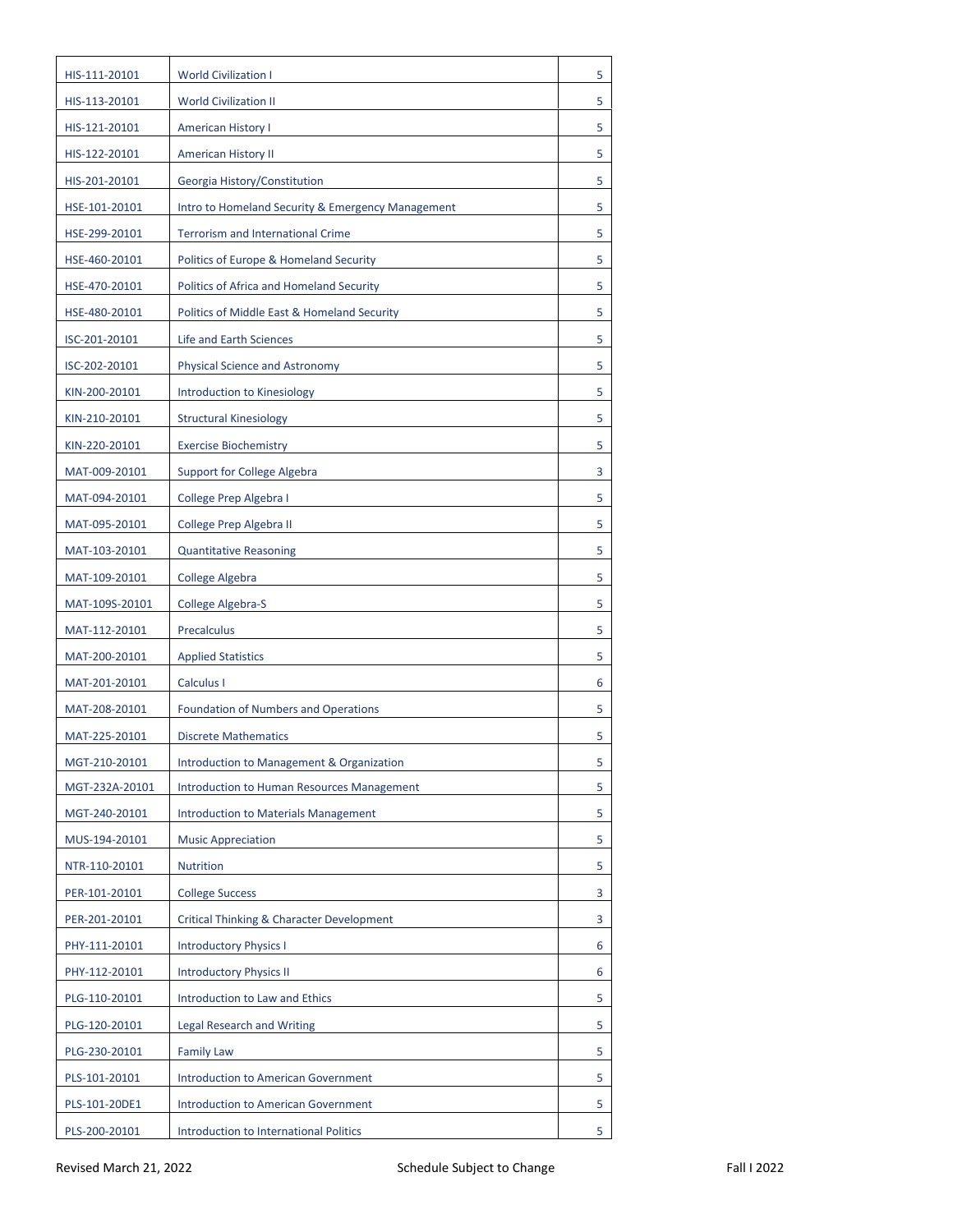| | | |
|---|---|---|
| HIS-111-20101 | World Civilization I | 5 |
| HIS-113-20101 | World Civilization II | 5 |
| HIS-121-20101 | American History I | 5 |
| HIS-122-20101 | American History II | 5 |
| HIS-201-20101 | Georgia History/Constitution | 5 |
| HSE-101-20101 | Intro to Homeland Security & Emergency Management | 5 |
| HSE-299-20101 | Terrorism and International Crime | 5 |
| HSE-460-20101 | Politics of Europe & Homeland Security | 5 |
| HSE-470-20101 | Politics of Africa and Homeland Security | 5 |
| HSE-480-20101 | Politics of Middle East & Homeland Security | 5 |
| ISC-201-20101 | Life and Earth Sciences | 5 |
| ISC-202-20101 | Physical Science and Astronomy | 5 |
| KIN-200-20101 | Introduction to Kinesiology | 5 |
| KIN-210-20101 | Structural Kinesiology | 5 |
| KIN-220-20101 | Exercise Biochemistry | 5 |
| MAT-009-20101 | Support for College Algebra | 3 |
| MAT-094-20101 | College Prep Algebra I | 5 |
| MAT-095-20101 | College Prep Algebra II | 5 |
| MAT-103-20101 | Quantitative Reasoning | 5 |
| MAT-109-20101 | College Algebra | 5 |
| MAT-109S-20101 | College Algebra-S | 5 |
| MAT-112-20101 | Precalculus | 5 |
| MAT-200-20101 | Applied Statistics | 5 |
| MAT-201-20101 | Calculus I | 6 |
| MAT-208-20101 | Foundation of Numbers and Operations | 5 |
| MAT-225-20101 | Discrete Mathematics | 5 |
| MGT-210-20101 | Introduction to Management & Organization | 5 |
| MGT-232A-20101 | Introduction to Human Resources Management | 5 |
| MGT-240-20101 | Introduction to Materials Management | 5 |
| MUS-194-20101 | Music Appreciation | 5 |
| NTR-110-20101 | Nutrition | 5 |
| PER-101-20101 | College Success | 3 |
| PER-201-20101 | Critical Thinking & Character Development | 3 |
| PHY-111-20101 | Introductory Physics I | 6 |
| PHY-112-20101 | Introductory Physics II | 6 |
| PLG-110-20101 | Introduction to Law and Ethics | 5 |
| PLG-120-20101 | Legal Research and Writing | 5 |
| PLG-230-20101 | Family Law | 5 |
| PLS-101-20101 | Introduction to American Government | 5 |
| PLS-101-20DE1 | Introduction to American Government | 5 |
| PLS-200-20101 | Introduction to International Politics | 5 |

Revised March 21, 2022 | Schedule Subject to Change | Fall I 2022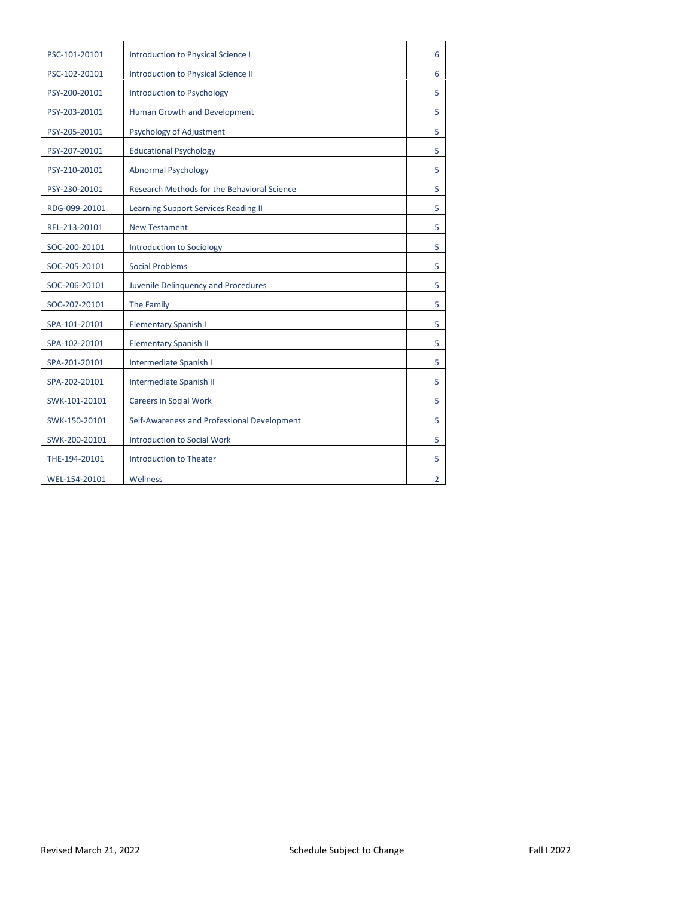| | | |
|---|---|---|
| PSC-101-20101 | Introduction to Physical Science I | 6 |
| PSC-102-20101 | Introduction to Physical Science II | 6 |
| PSY-200-20101 | Introduction to Psychology | 5 |
| PSY-203-20101 | Human Growth and Development | 5 |
| PSY-205-20101 | Psychology of Adjustment | 5 |
| PSY-207-20101 | Educational Psychology | 5 |
| PSY-210-20101 | Abnormal Psychology | 5 |
| PSY-230-20101 | Research Methods for the Behavioral Science | 5 |
| RDG-099-20101 | Learning Support Services Reading II | 5 |
| REL-213-20101 | New Testament | 5 |
| SOC-200-20101 | Introduction to Sociology | 5 |
| SOC-205-20101 | Social Problems | 5 |
| SOC-206-20101 | Juvenile Delinquency and Procedures | 5 |
| SOC-207-20101 | The Family | 5 |
| SPA-101-20101 | Elementary Spanish I | 5 |
| SPA-102-20101 | Elementary Spanish II | 5 |
| SPA-201-20101 | Intermediate Spanish I | 5 |
| SPA-202-20101 | Intermediate Spanish II | 5 |
| SWK-101-20101 | Careers in Social Work | 5 |
| SWK-150-20101 | Self-Awareness and Professional Development | 5 |
| SWK-200-20101 | Introduction to Social Work | 5 |
| THE-194-20101 | Introduction to Theater | 5 |
| WEL-154-20101 | Wellness | 2 |